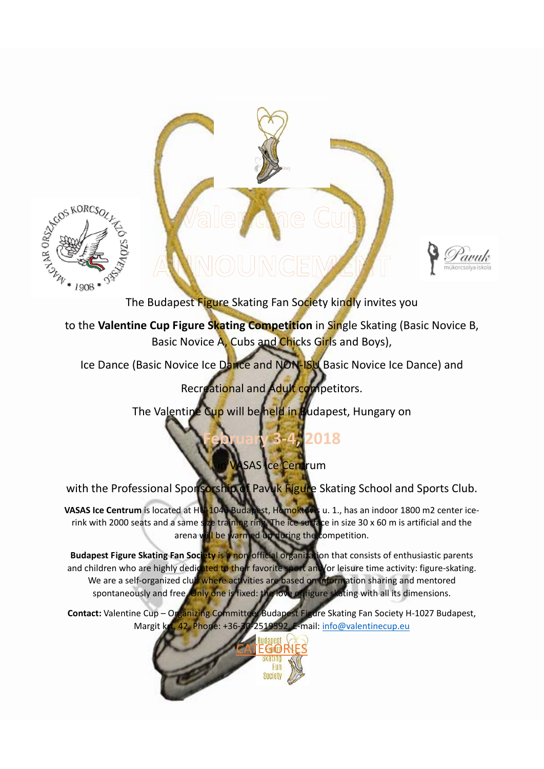# Valentine Cup

# ANNOUNCEMENT

The Budapest Figure Skating Fan Society kindly invites you

to the **Valentine Cup Figure Skating Competition** in Single Skating (Basic Novice B, Basic Novice A, Cubs and Chicks Girls and Boys),

Ice Dance (Basic Novice Ice Dance and NON-ISU Basic Novice Ice Dance) and

Recreational and Adult competitors.

The Valentine Cup will be held in Budapest, Hungary on

## February 3-4, 2018

in VASAS Ice Centrum

with the Professional Sponsorship of Pavuk Figure Skating School and Sports Club.

**VASAS Ice Centrum** is located at HU-1046 Budapest, Homoktövis u. 1., has an indoor 1800 m2 center ice-rink with 2000 seats and a same size training ring. The ice surface in size 30 x 60 m is artificial and the arena will be warmed up during the competition.

**Budapest Figure Skating Fan Society** is a non-official organization that consists of enthusiastic parents and children who are highly dedicated to their favorite sport and/or leisure time activity: figure-skating. We are a self-organized club where activities are based on information sharing and mentored spontaneously and free. Only one is fixed: the love of figure skating with all its dimensions.

**Contact:** Valentine Cup – Organizing Committee, Budapest Figure Skating Fan Society H-1027 Budapest, Margit krt. 42. Phone: +36-30-2519592, E-mail: info@valentinecup.eu

CATEGORIES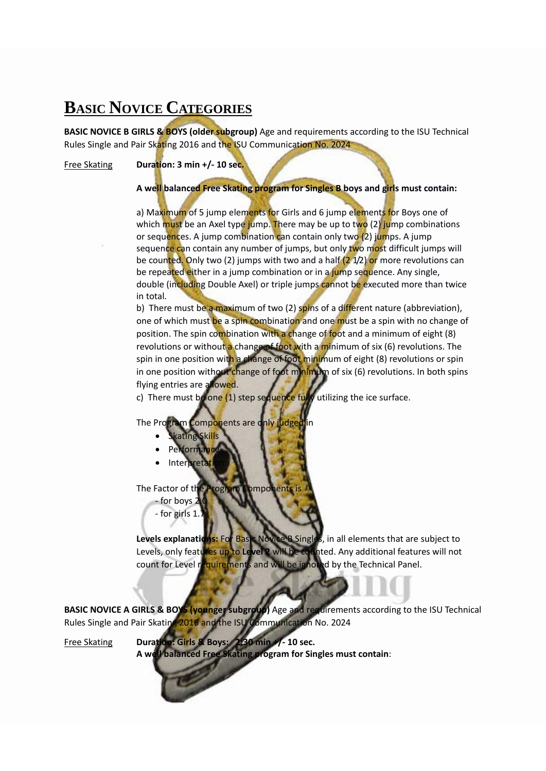# Basic Novice Categories

**BASIC NOVICE B GIRLS & BOYS (older subgroup)** Age and requirements according to the ISU Technical Rules Single and Pair Skating 2016 and the ISU Communication No. 2024

Free Skating **Duration: 3 min +/- 10 sec.**

**A well balanced Free Skating program for Singles B boys and girls must contain:**

a) Maximum of 5 jump elements for Girls and 6 jump elements for Boys one of which must be an Axel type jump. There may be up to two (2) jump combinations or sequences. A jump combination can contain only two (2) jumps. A jump sequence can contain any number of jumps, but only two most difficult jumps will be counted. Only two (2) jumps with two and a half (2 1/2) or more revolutions can be repeated either in a jump combination or in a jump sequence. Any single, double (including Double Axel) or triple jumps cannot be executed more than twice in total.

b) There must be a maximum of two (2) spins of a different nature (abbreviation), one of which must be a spin combination and one must be a spin with no change of position. The spin combination with a change of foot and a minimum of eight (8) revolutions or without a change of foot with a minimum of six (6) revolutions. The spin in one position with a change of foot minimum of eight (8) revolutions or spin in one position without change of foot minimum of six (6) revolutions. In both spins flying entries are allowed.

c) There must be one (1) step sequence fully utilizing the ice surface.

The Program Components are only judged in

- Skating Skills
- Performance
- Interpretation

The Factor of the Program Components is

- for boys 2.0
- for girls 1.7

**Levels explanations:** For Basic Novice B Singles, in all elements that are subject to Levels, only features up to **Level 2** will be counted. Any additional features will not count for Level requirements and will be ignored by the Technical Panel.

**BASIC NOVICE A GIRLS & BOYS (younger subgroup)** Age and requirements according to the ISU Technical Rules Single and Pair Skating 2016 and the ISU Communication No. 2024

Free Skating **Duration: Girls & Boys: 2:30 min +/- 10 sec.**

**A well balanced Free Skating program for Singles must contain**: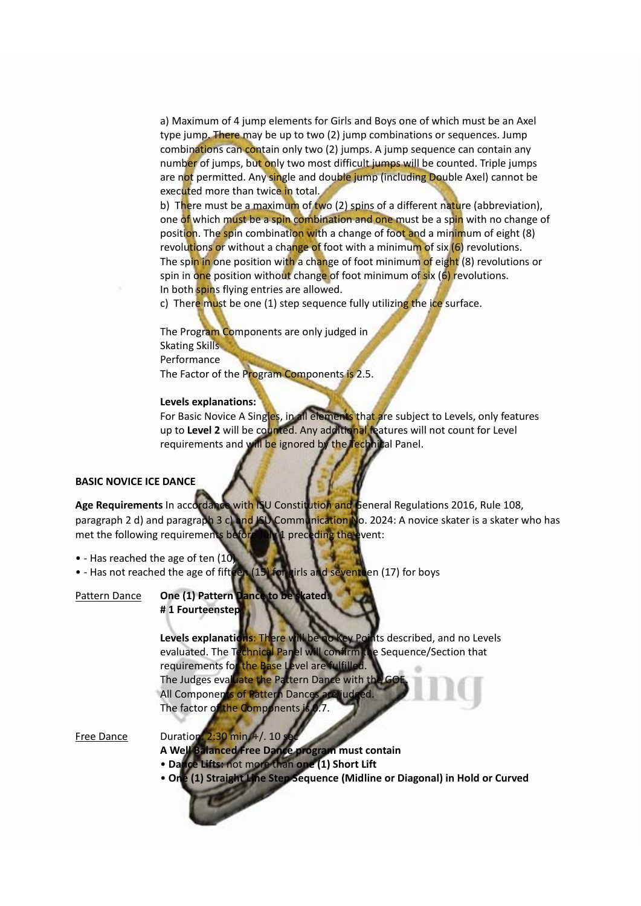a) Maximum of 4 jump elements for Girls and Boys one of which must be an Axel type jump. There may be up to two (2) jump combinations or sequences. Jump combinations can contain only two (2) jumps. A jump sequence can contain any number of jumps, but only two most difficult jumps will be counted. Triple jumps are not permitted. Any single and double jump (including Double Axel) cannot be executed more than twice in total.

b) There must be a maximum of two (2) spins of a different nature (abbreviation), one of which must be a spin combination and one must be a spin with no change of position. The spin combination with a change of foot and a minimum of eight (8) revolutions or without a change of foot with a minimum of six (6) revolutions. The spin in one position with a change of foot minimum of eight (8) revolutions or spin in one position without change of foot minimum of six (6) revolutions. In both spins flying entries are allowed.

c) There must be one (1) step sequence fully utilizing the ice surface.

The Program Components are only judged in
Skating Skills
Performance
The Factor of the Program Components is 2.5.

**Levels explanations:**
For Basic Novice A Singles, in all elements that are subject to Levels, only features up to **Level 2** will be counted. Any additional features will not count for Level requirements and will be ignored by the Technical Panel.

**BASIC NOVICE ICE DANCE**

**Age Requirements** In accordance with ISU Constitution and General Regulations 2016, Rule 108, paragraph 2 d) and paragraph 3 c) and ISU Communication No. 2024: A novice skater is a skater who has met the following requirements before July 1 preceding the event:

- - Has reached the age of ten (10)
- - Has not reached the age of fifteen (15) for girls and seventeen (17) for boys

Pattern Dance

**One (1) Pattern Dance to be skated:**
**# 1 Fourteenstep**

**Levels explanations**: There will be no Key Points described, and no Levels evaluated. The Technical Panel will confirm the Sequence/Section that requirements for the Base Level are fulfilled.
The Judges evaluate the Pattern Dance with the GOE.
All Components of Pattern Dances are judged.
The factor of the Components is 0.7.

Free Dance

Duration: 2:30 min +/. 10 sec
**A Well Balanced Free Dance program must contain**
- **Dance Lifts:** not more than **one (1) Short Lift**
- **One (1) Straight Line Step Sequence (Midline or Diagonal) in Hold or Curved**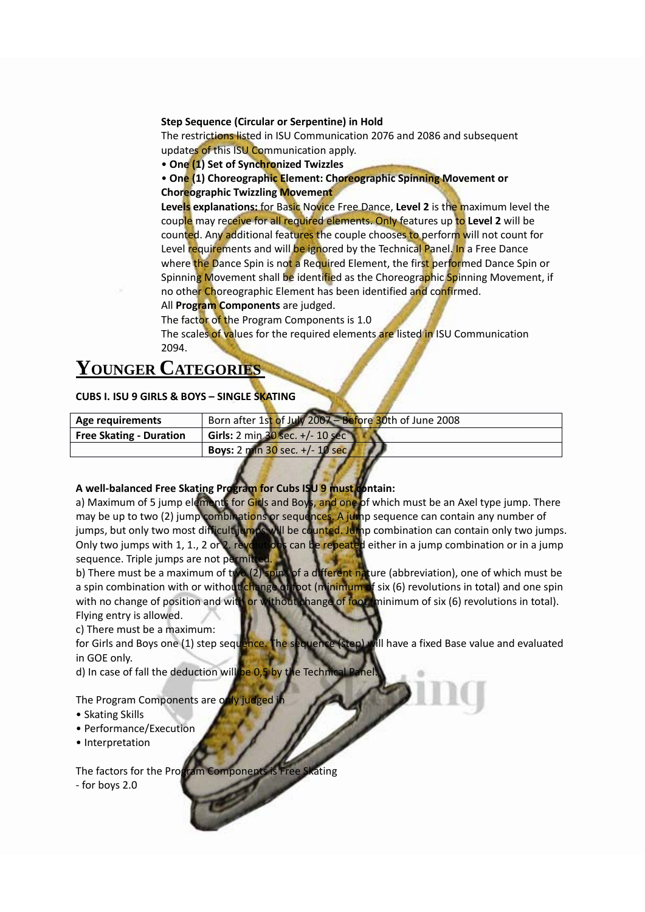**Step Sequence (Circular or Serpentine) in Hold**

The restrictions listed in ISU Communication 2076 and 2086 and subsequent updates of this ISU Communication apply.

- **One (1) Set of Synchronized Twizzles**
- **One (1) Choreographic Element: Choreographic Spinning Movement or Choreographic Twizzling Movement**

**Levels explanations:** for Basic Novice Free Dance, **Level 2** is the maximum level the couple may receive for all required elements. Only features up to **Level 2** will be counted. Any additional features the couple chooses to perform will not count for Level requirements and will be ignored by the Technical Panel. In a Free Dance where the Dance Spin is not a Required Element, the first performed Dance Spin or Spinning Movement shall be identified as the Choreographic Spinning Movement, if no other Choreographic Element has been identified and confirmed.

All **Program Components** are judged.

The factor of the Program Components is 1.0

The scales of values for the required elements are listed in ISU Communication 2094.

# YOUNGER CATEGORIES

**CUBS I. ISU 9 GIRLS & BOYS – SINGLE SKATING**

| | |
|---|---|
| **Age requirements** | Born after 1st of July 2007 – Before 30th of June 2008 |
| **Free Skating - Duration** | **Girls:** 2 min 30 sec. +/- 10 sec |
| | **Boys:** 2 min 30 sec. +/- 10 sec |

**A well-balanced Free Skating Program for Cubs ISU 9 must contain:**

a) Maximum of 5 jump elements for Girls and Boys, and one of which must be an Axel type jump. There may be up to two (2) jump combinations or sequences. A jump sequence can contain any number of jumps, but only two most difficult jumps will be counted. Jump combination can contain only two jumps. Only two jumps with 1, 1., 2 or 2. revolutions can be repeated either in a jump combination or in a jump sequence. Triple jumps are not permitted.

b) There must be a maximum of two (2) spins of a different nature (abbreviation), one of which must be a spin combination with or without change of foot (minimum of six (6) revolutions in total) and one spin with no change of position and with or without change of foot (minimum of six (6) revolutions in total). Flying entry is allowed.

c) There must be a maximum:

for Girls and Boys one (1) step sequence. The sequence (step) will have a fixed Base value and evaluated in GOE only.

d) In case of fall the deduction will be 0,5 by the Technical Panel.

The Program Components are only judged in

- Skating Skills
- Performance/Execution
- Interpretation

The factors for the Program Components is Free Skating

- for boys 2.0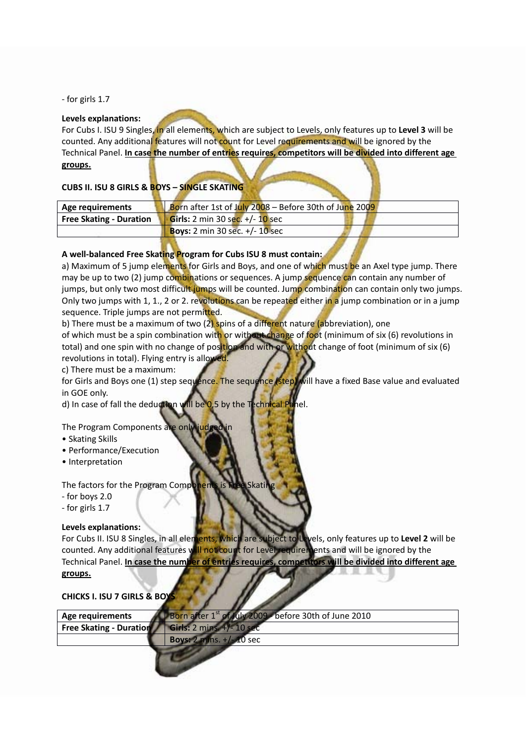- for girls 1.7

**Levels explanations:**
For Cubs I. ISU 9 Singles, in all elements, which are subject to Levels, only features up to **Level 3** will be counted. Any additional features will not count for Level requirements and will be ignored by the Technical Panel. **In case the number of entries requires, competitors will be divided into different age groups.**

### CUBS II. ISU 8 GIRLS & BOYS – SINGLE SKATING

| | |
|---|---|
| **Age requirements** | Born after 1st of July 2008 – Before 30th of June 2009 |
| **Free Skating - Duration** | **Girls:** 2 min 30 sec. +/- 10 sec |
| | **Boys:** 2 min 30 sec. +/- 10 sec |

**A well-balanced Free Skating Program for Cubs ISU 8 must contain:**
a) Maximum of 5 jump elements for Girls and Boys, and one of which must be an Axel type jump. There may be up to two (2) jump combinations or sequences. A jump sequence can contain any number of jumps, but only two most difficult jumps will be counted. Jump combination can contain only two jumps. Only two jumps with 1, 1., 2 or 2. revolutions can be repeated either in a jump combination or in a jump sequence. Triple jumps are not permitted.
b) There must be a maximum of two (2) spins of a different nature (abbreviation), one of which must be a spin combination with or without change of foot (minimum of six (6) revolutions in total) and one spin with no change of position and with or without change of foot (minimum of six (6) revolutions in total). Flying entry is allowed.
c) There must be a maximum:
for Girls and Boys one (1) step sequence. The sequence (step) will have a fixed Base value and evaluated in GOE only.
d) In case of fall the deduction will be 0,5 by the Technical Panel.

The Program Components are only judged in
- Skating Skills
- Performance/Execution
- Interpretation

The factors for the Program Components is Free Skating
- for boys 2.0
- for girls 1.7

**Levels explanations:**
For Cubs II. ISU 8 Singles, in all elements, which are subject to Levels, only features up to **Level 2** will be counted. Any additional features will not count for Level requirements and will be ignored by the Technical Panel. **In case the number of entries requires, competitors will be divided into different age groups.**

### CHICKS I. ISU 7 GIRLS & BOYS

| | |
|---|---|
| **Age requirements** | Born after 1st of July 2009 – before 30th of June 2010 |
| **Free Skating - Duration** | **Girls:** 2 mins. +/- 10 sec |
| | **Boys:** 2 mins. +/- 10 sec |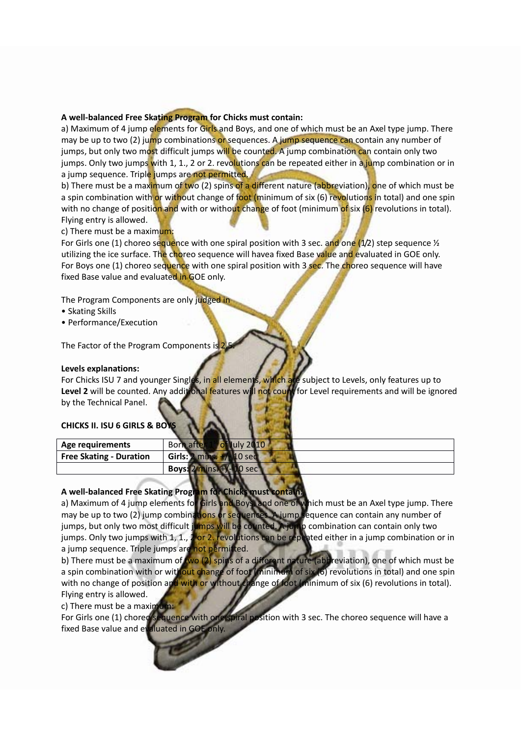**A well-balanced Free Skating Program for Chicks must contain:**

a) Maximum of 4 jump elements for Girls and Boys, and one of which must be an Axel type jump. There may be up to two (2) jump combinations or sequences. A jump sequence can contain any number of jumps, but only two most difficult jumps will be counted. A jump combination can contain only two jumps. Only two jumps with 1, 1., 2 or 2. revolutions can be repeated either in a jump combination or in a jump sequence. Triple jumps are not permitted.

b) There must be a maximum of two (2) spins of a different nature (abbreviation), one of which must be a spin combination with or without change of foot (minimum of six (6) revolutions in total) and one spin with no change of position and with or without change of foot (minimum of six (6) revolutions in total). Flying entry is allowed.

c) There must be a maximum:

For Girls one (1) choreo sequence with one spiral position with 3 sec. and one (1/2) step sequence ½ utilizing the ice surface. The choreo sequence will havea fixed Base value and evaluated in GOE only.

For Boys one (1) choreo sequence with one spiral position with 3 sec. The choreo sequence will have fixed Base value and evaluated in GOE only.

The Program Components are only judged in

- Skating Skills
- Performance/Execution

The Factor of the Program Components is 2,5.

**Levels explanations:**

For Chicks ISU 7 and younger Singles, in all elements, which are subject to Levels, only features up to **Level 2** will be counted. Any additional features will not count for Level requirements and will be ignored by the Technical Panel.

**CHICKS II. ISU 6 GIRLS & BOYS**

| | |
|---|---|
| **Age requirements** | Born after 1st of July 2010 |
| **Free Skating - Duration** | **Girls:** 2 mins. +/- 10 sec |
| | **Boys:** 2 mins. +/- 10 sec |

**A well-balanced Free Skating Program for Chicks must contain:**

a) Maximum of 4 jump elements for Girls and Boys, and one of which must be an Axel type jump. There may be up to two (2) jump combinations or sequences. A jump sequence can contain any number of jumps, but only two most difficult jumps will be counted. A jump combination can contain only two jumps. Only two jumps with 1, 1., 2 or 2. revolutions can be repeated either in a jump combination or in a jump sequence. Triple jumps are not permitted.

b) There must be a maximum of two (2) spins of a different nature (abbreviation), one of which must be a spin combination with or without change of foot (minimum of six (6) revolutions in total) and one spin with no change of position and with or without change of foot (minimum of six (6) revolutions in total). Flying entry is allowed.

c) There must be a maximum:

For Girls one (1) choreo sequence with one spiral position with 3 sec. The choreo sequence will have a fixed Base value and evaluated in GOE only.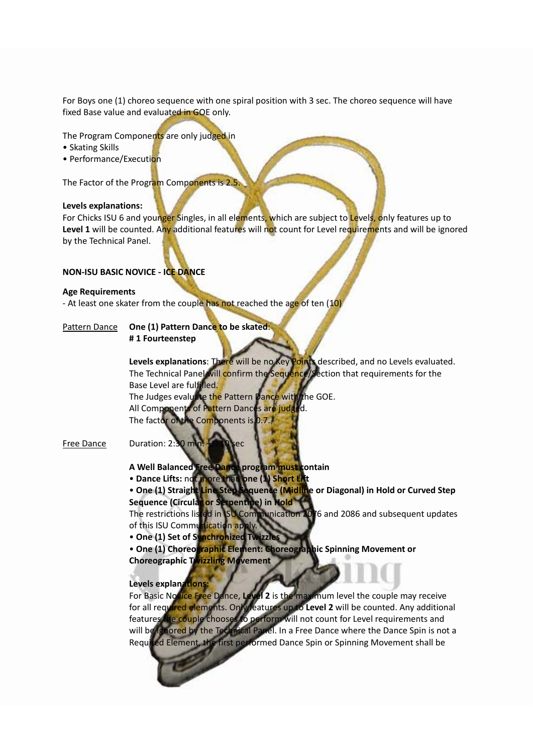For Boys one (1) choreo sequence with one spiral position with 3 sec. The choreo sequence will have fixed Base value and evaluated in GOE only.

The Program Components are only judged in
- Skating Skills
- Performance/Execution

The Factor of the Program Components is 2.5.

**Levels explanations:**
For Chicks ISU 6 and younger Singles, in all elements, which are subject to Levels, only features up to **Level 1** will be counted. Any additional features will not count for Level requirements and will be ignored by the Technical Panel.

**NON-ISU BASIC NOVICE - ICE DANCE**

**Age Requirements**
- At least one skater from the couple has not reached the age of ten (10)

Pattern Dance

**One (1) Pattern Dance to be skated:**
**# 1 Fourteenstep**

**Levels explanations**: There will be no Key Points described, and no Levels evaluated. The Technical Panel will confirm the Sequence/Section that requirements for the Base Level are fulfilled.
The Judges evaluate the Pattern Dance with the GOE.
All Components of Pattern Dances are judged.
The factor of the Components is 0.7.

Free Dance

Duration: 2:30 min. +/-10 sec

**A Well Balanced Free Dance program must contain**
- **Dance Lifts:** not more than **one (1) Short Lift**
- **One (1) Straight Line Step Sequence (Midline or Diagonal) in Hold or Curved Step Sequence (Circular or Serpentine) in Hold**

The restrictions listed in ISU Communication 2076 and 2086 and subsequent updates of this ISU Communication apply.
- **One (1) Set of Synchronized Twizzles**
- **One (1) Choreographic Element: Choreographic Spinning Movement or Choreographic Twizzling Movement**

**Levels explanations:**
For Basic Novice Free Dance, **Level 2** is the maximum level the couple may receive for all required elements. Only features up to **Level 2** will be counted. Any additional features the couple chooses to perform will not count for Level requirements and will be ignored by the Technical Panel. In a Free Dance where the Dance Spin is not a Required Element, the first performed Dance Spin or Spinning Movement shall be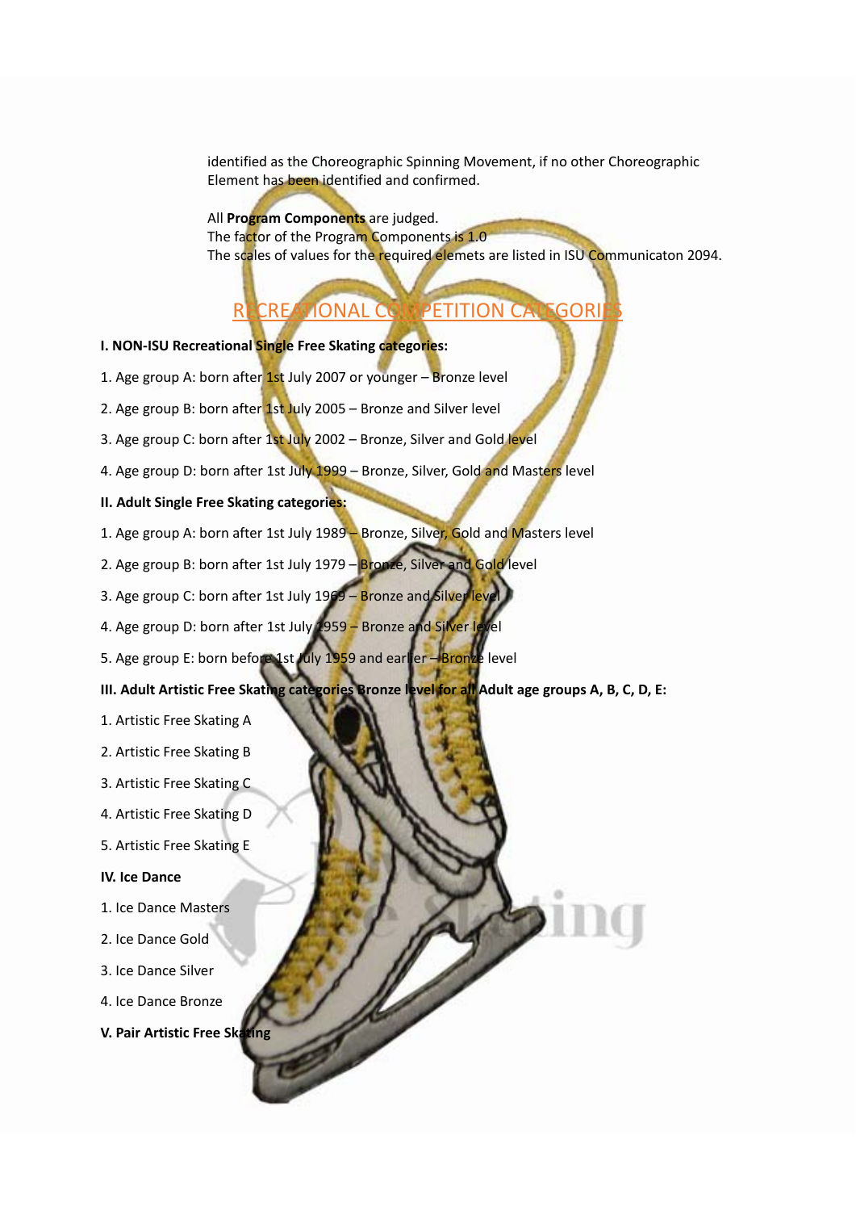identified as the Choreographic Spinning Movement, if no other Choreographic Element has been identified and confirmed.

All **Program Components** are judged.
The factor of the Program Components is 1.0
The scales of values for the required elemets are listed in ISU Communicaton 2094.

## RECREATIONAL COMPETITION CATEGORIES

**I. NON-ISU Recreational Single Free Skating categories:**

1. Age group A: born after 1st July 2007 or younger – Bronze level
2. Age group B: born after 1st July 2005 – Bronze and Silver level
3. Age group C: born after 1st July 2002 – Bronze, Silver and Gold level
4. Age group D: born after 1st July 1999 – Bronze, Silver, Gold and Masters level

**II. Adult Single Free Skating categories:**

1. Age group A: born after 1st July 1989 – Bronze, Silver, Gold and Masters level
2. Age group B: born after 1st July 1979 – Bronze, Silver and Gold level
3. Age group C: born after 1st July 1969 – Bronze and Silver level
4. Age group D: born after 1st July 1959 – Bronze and Silver level
5. Age group E: born before 1st July 1959 and earlier – Bronze level

**III. Adult Artistic Free Skating categories Bronze level for all Adult age groups A, B, C, D, E:**

1. Artistic Free Skating A
2. Artistic Free Skating B
3. Artistic Free Skating C
4. Artistic Free Skating D
5. Artistic Free Skating E

**IV. Ice Dance**

1. Ice Dance Masters
2. Ice Dance Gold
3. Ice Dance Silver
4. Ice Dance Bronze

**V. Pair Artistic Free Skating**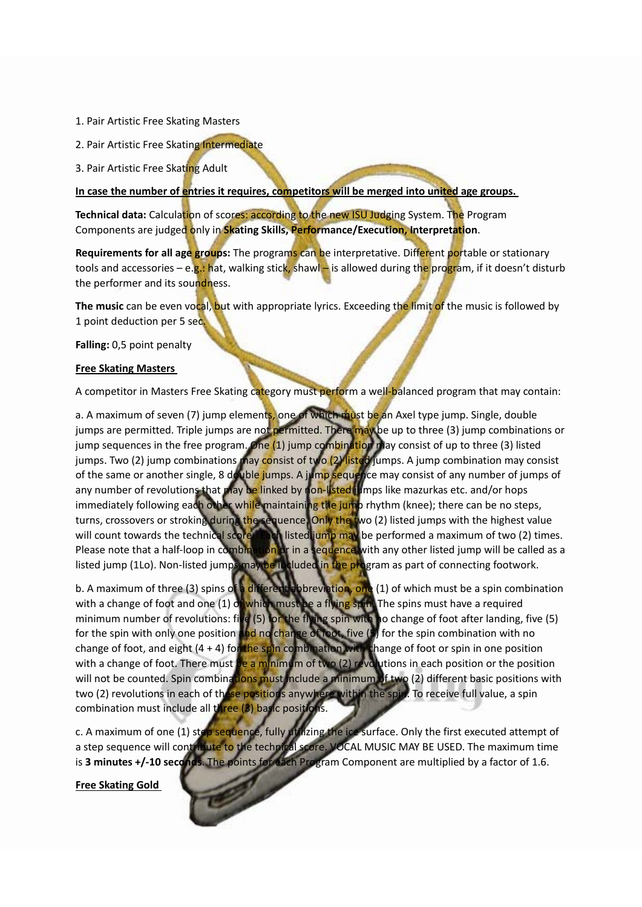1. Pair Artistic Free Skating Masters
2. Pair Artistic Free Skating Intermediate
3. Pair Artistic Free Skating Adult

**In case the number of entries it requires, competitors will be merged into united age groups.**

**Technical data:** Calculation of scores: according to the new ISU Judging System. The Program Components are judged only in **Skating Skills, Performance/Execution, Interpretation**.

**Requirements for all age groups:** The programs can be interpretative. Different portable or stationary tools and accessories – e.g.: hat, walking stick, shawl – is allowed during the program, if it doesn't disturb the performer and its soundness.

**The music** can be even vocal, but with appropriate lyrics. Exceeding the limit of the music is followed by 1 point deduction per 5 sec.

**Falling:** 0,5 point penalty

**Free Skating Masters**

A competitor in Masters Free Skating category must perform a well-balanced program that may contain:

a. A maximum of seven (7) jump elements, one of which must be an Axel type jump. Single, double jumps are permitted. Triple jumps are not permitted. There may be up to three (3) jump combinations or jump sequences in the free program. One (1) jump combination may consist of up to three (3) listed jumps. Two (2) jump combinations may consist of two (2) listed jumps. A jump combination may consist of the same or another single, 8 double jumps. A jump sequence may consist of any number of jumps of any number of revolutions that may be linked by non-listed jumps like mazurkas etc. and/or hops immediately following each other while maintaining the jump rhythm (knee); there can be no steps, turns, crossovers or stroking during the sequence. Only the two (2) listed jumps with the highest value will count towards the technical score. Each listed jump may be performed a maximum of two (2) times. Please note that a half-loop in combination or in a sequence with any other listed jump will be called as a listed jump (1Lo). Non-listed jumps may be included in the program as part of connecting footwork.

b. A maximum of three (3) spins of a different abbreviation, one (1) of which must be a spin combination with a change of foot and one (1) of which must be a flying spin. The spins must have a required minimum number of revolutions: five (5) for the flying spin with no change of foot after landing, five (5) for the spin with only one position and no change of foot, five (5) for the spin combination with no change of foot, and eight (4 + 4) for the spin combination with change of foot or spin in one position with a change of foot. There must be a minimum of two (2) revolutions in each position or the position will not be counted. Spin combinations must include a minimum of two (2) different basic positions with two (2) revolutions in each of these positions anywhere within the spin. To receive full value, a spin combination must include all three (3) basic positions.

c. A maximum of one (1) step sequence, fully utilizing the ice surface. Only the first executed attempt of a step sequence will contribute to the technical score. VOCAL MUSIC MAY BE USED. The maximum time is **3 minutes +/-10 seconds**. The points for each Program Component are multiplied by a factor of 1.6.

**Free Skating Gold**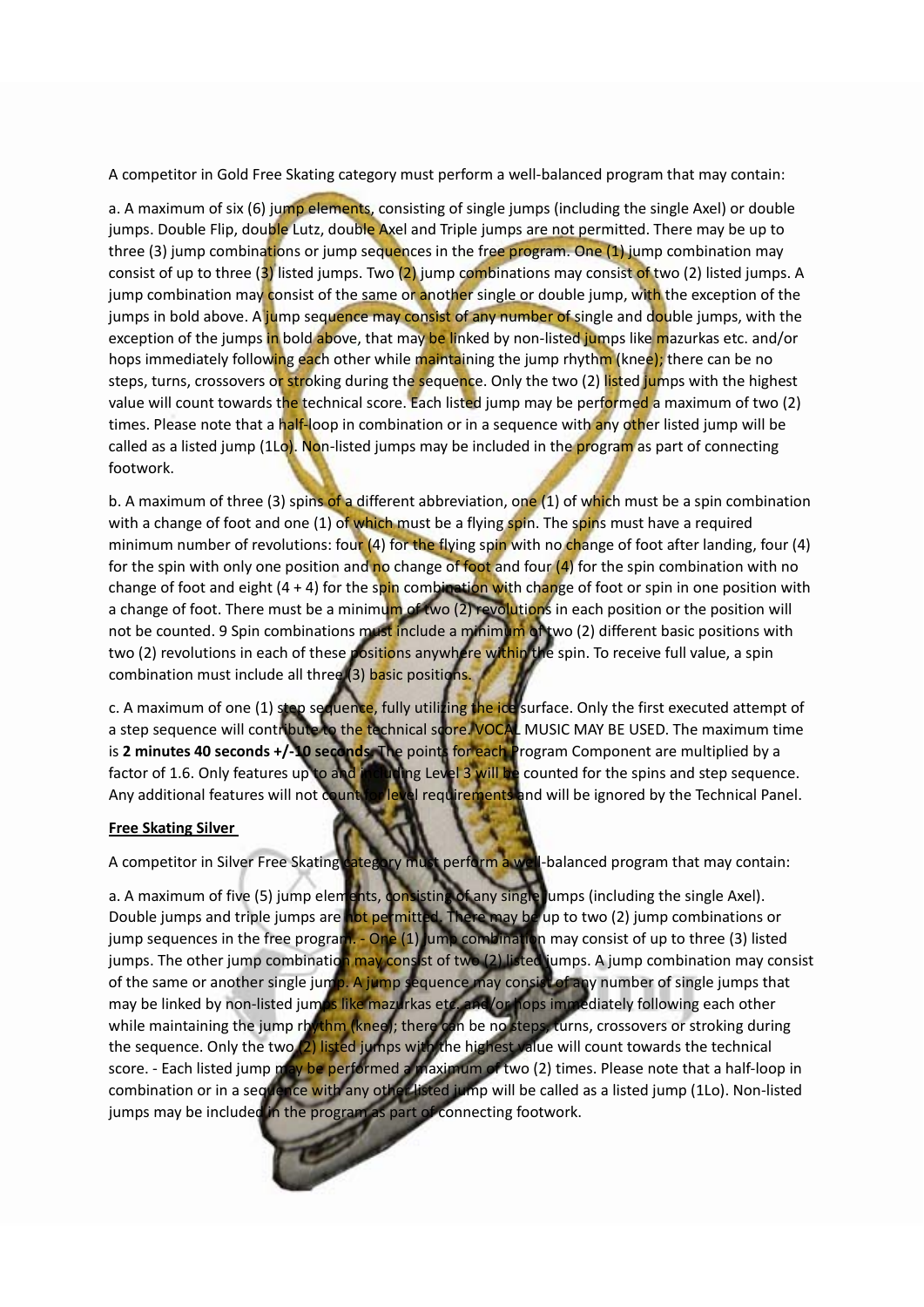A competitor in Gold Free Skating category must perform a well-balanced program that may contain:

a. A maximum of six (6) jump elements, consisting of single jumps (including the single Axel) or double jumps. Double Flip, double Lutz, double Axel and Triple jumps are not permitted. There may be up to three (3) jump combinations or jump sequences in the free program. One (1) jump combination may consist of up to three (3) listed jumps. Two (2) jump combinations may consist of two (2) listed jumps. A jump combination may consist of the same or another single or double jump, with the exception of the jumps in bold above. A jump sequence may consist of any number of single and double jumps, with the exception of the jumps in bold above, that may be linked by non-listed jumps like mazurkas etc. and/or hops immediately following each other while maintaining the jump rhythm (knee); there can be no steps, turns, crossovers or stroking during the sequence. Only the two (2) listed jumps with the highest value will count towards the technical score. Each listed jump may be performed a maximum of two (2) times. Please note that a half-loop in combination or in a sequence with any other listed jump will be called as a listed jump (1Lo). Non-listed jumps may be included in the program as part of connecting footwork.

b. A maximum of three (3) spins of a different abbreviation, one (1) of which must be a spin combination with a change of foot and one (1) of which must be a flying spin. The spins must have a required minimum number of revolutions: four (4) for the flying spin with no change of foot after landing, four (4) for the spin with only one position and no change of foot and four (4) for the spin combination with no change of foot and eight (4 + 4) for the spin combination with change of foot or spin in one position with a change of foot. There must be a minimum of two (2) revolutions in each position or the position will not be counted. 9 Spin combinations must include a minimum of two (2) different basic positions with two (2) revolutions in each of these positions anywhere within the spin. To receive full value, a spin combination must include all three (3) basic positions.

c. A maximum of one (1) step sequence, fully utilizing the ice surface. Only the first executed attempt of a step sequence will contribute to the technical score. VOCAL MUSIC MAY BE USED. The maximum time is **2 minutes 40 seconds +/-10 seconds**. The points for each Program Component are multiplied by a factor of 1.6. Only features up to and including Level 3 will be counted for the spins and step sequence. Any additional features will not count for level requirements and will be ignored by the Technical Panel.

**Free Skating Silver**

A competitor in Silver Free Skating category must perform a well-balanced program that may contain:

a. A maximum of five (5) jump elements, consisting of any single jumps (including the single Axel). Double jumps and triple jumps are not permitted. There may be up to two (2) jump combinations or jump sequences in the free program. - One (1) jump combination may consist of up to three (3) listed jumps. The other jump combination may consist of two (2) listed jumps. A jump combination may consist of the same or another single jump. A jump sequence may consist of any number of single jumps that may be linked by non-listed jumps like mazurkas etc. and/or hops immediately following each other while maintaining the jump rhythm (knee); there can be no steps, turns, crossovers or stroking during the sequence. Only the two (2) listed jumps with the highest value will count towards the technical score. - Each listed jump may be performed a maximum of two (2) times. Please note that a half-loop in combination or in a sequence with any other listed jump will be called as a listed jump (1Lo). Non-listed jumps may be included in the program as part of connecting footwork.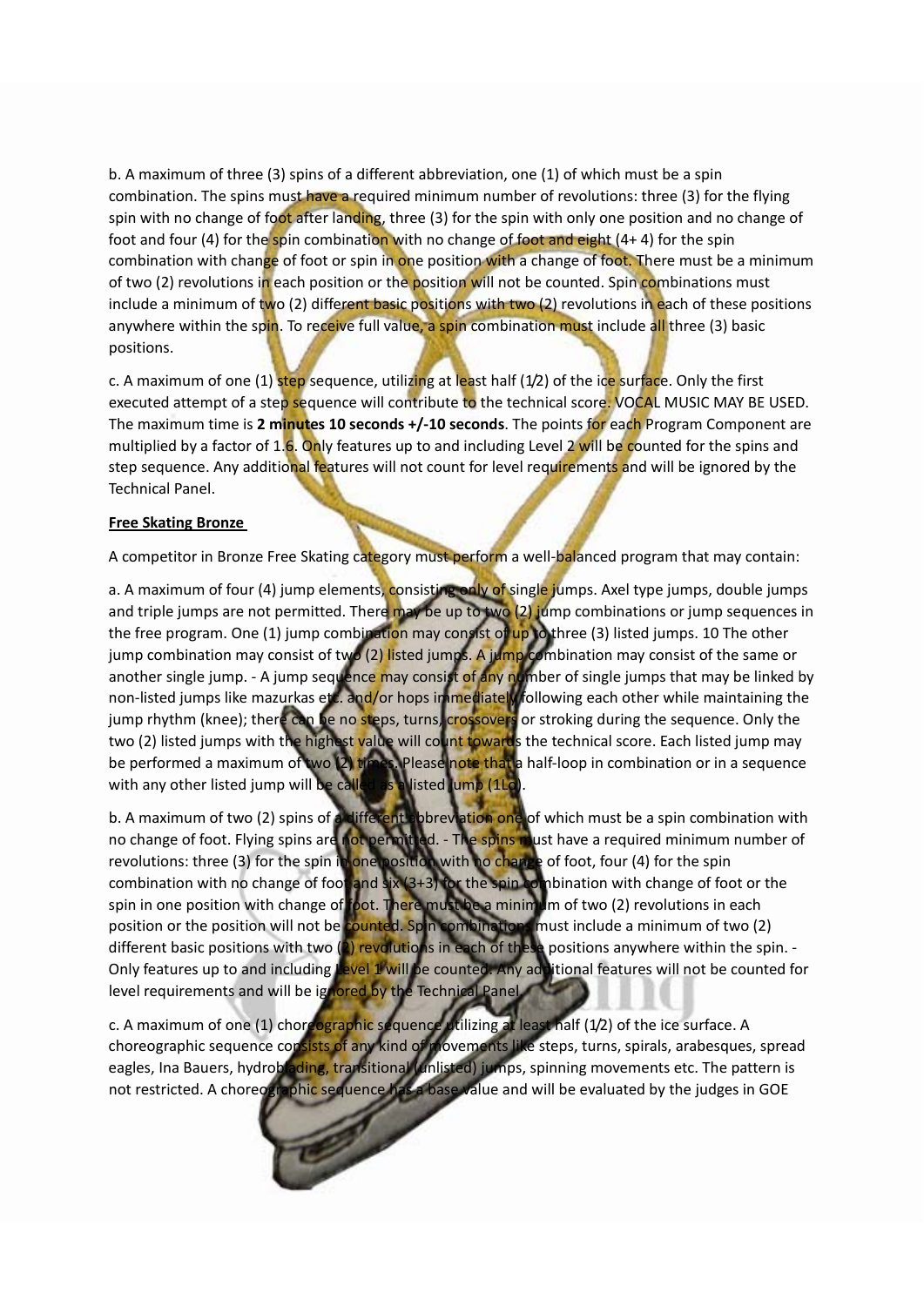b. A maximum of three (3) spins of a different abbreviation, one (1) of which must be a spin combination. The spins must have a required minimum number of revolutions: three (3) for the flying spin with no change of foot after landing, three (3) for the spin with only one position and no change of foot and four (4) for the spin combination with no change of foot and eight (4+ 4) for the spin combination with change of foot or spin in one position with a change of foot. There must be a minimum of two (2) revolutions in each position or the position will not be counted. Spin combinations must include a minimum of two (2) different basic positions with two (2) revolutions in each of these positions anywhere within the spin. To receive full value, a spin combination must include all three (3) basic positions.

c. A maximum of one (1) step sequence, utilizing at least half (1/2) of the ice surface. Only the first executed attempt of a step sequence will contribute to the technical score. VOCAL MUSIC MAY BE USED. The maximum time is **2 minutes 10 seconds +/-10 seconds**. The points for each Program Component are multiplied by a factor of 1.6. Only features up to and including Level 2 will be counted for the spins and step sequence. Any additional features will not count for level requirements and will be ignored by the Technical Panel.

**Free Skating Bronze**

A competitor in Bronze Free Skating category must perform a well-balanced program that may contain:

a. A maximum of four (4) jump elements, consisting only of single jumps. Axel type jumps, double jumps and triple jumps are not permitted. There may be up to two (2) jump combinations or jump sequences in the free program. One (1) jump combination may consist of up to three (3) listed jumps. 10 The other jump combination may consist of two (2) listed jumps. A jump combination may consist of the same or another single jump. - A jump sequence may consist of any number of single jumps that may be linked by non-listed jumps like mazurkas etc. and/or hops immediately following each other while maintaining the jump rhythm (knee); there can be no steps, turns, crossovers or stroking during the sequence. Only the two (2) listed jumps with the highest value will count towards the technical score. Each listed jump may be performed a maximum of two (2) times. Please note that a half-loop in combination or in a sequence with any other listed jump will be called as a listed jump (1Lo).

b. A maximum of two (2) spins of a different abbreviation one of which must be a spin combination with no change of foot. Flying spins are not permitted. - The spins must have a required minimum number of revolutions: three (3) for the spin in one position with no change of foot, four (4) for the spin combination with no change of foot and six (3+3) for the spin combination with change of foot or the spin in one position with change of foot. There must be a minimum of two (2) revolutions in each position or the position will not be counted. Spin combinations must include a minimum of two (2) different basic positions with two (2) revolutions in each of these positions anywhere within the spin. - Only features up to and including Level 1 will be counted. Any additional features will not be counted for level requirements and will be ignored by the Technical Panel.

c. A maximum of one (1) choreographic sequence utilizing at least half (1/2) of the ice surface. A choreographic sequence consists of any kind of movements like steps, turns, spirals, arabesques, spread eagles, Ina Bauers, hydroblading, transitional (unlisted) jumps, spinning movements etc. The pattern is not restricted. A choreographic sequence has a base value and will be evaluated by the judges in GOE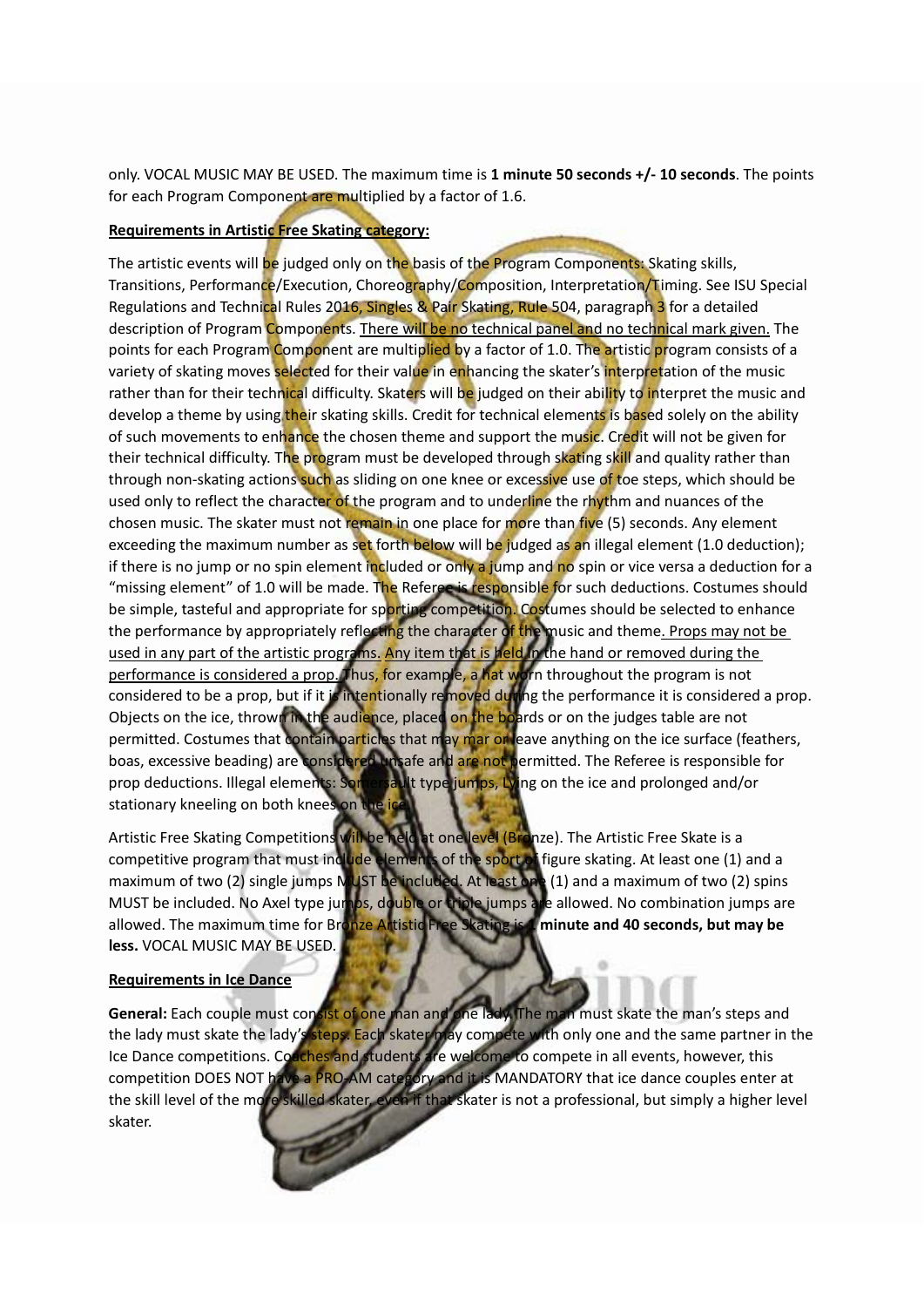only. VOCAL MUSIC MAY BE USED. The maximum time is **1 minute 50 seconds +/- 10 seconds**. The points for each Program Component are multiplied by a factor of 1.6.

**Requirements in Artistic Free Skating category:**

The artistic events will be judged only on the basis of the Program Components: Skating skills, Transitions, Performance/Execution, Choreography/Composition, Interpretation/Timing. See ISU Special Regulations and Technical Rules 2016, Singles & Pair Skating, Rule 504, paragraph 3 for a detailed description of Program Components. <u>There will be no technical panel and no technical mark given.</u> The points for each Program Component are multiplied by a factor of 1.0. The artistic program consists of a variety of skating moves selected for their value in enhancing the skater's interpretation of the music rather than for their technical difficulty. Skaters will be judged on their ability to interpret the music and develop a theme by using their skating skills. Credit for technical elements is based solely on the ability of such movements to enhance the chosen theme and support the music. Credit will not be given for their technical difficulty. The program must be developed through skating skill and quality rather than through non-skating actions such as sliding on one knee or excessive use of toe steps, which should be used only to reflect the character of the program and to underline the rhythm and nuances of the chosen music. The skater must not remain in one place for more than five (5) seconds. Any element exceeding the maximum number as set forth below will be judged as an illegal element (1.0 deduction); if there is no jump or no spin element included or only a jump and no spin or vice versa a deduction for a "missing element" of 1.0 will be made. The Referee is responsible for such deductions. Costumes should be simple, tasteful and appropriate for sporting competition. Costumes should be selected to enhance the performance by appropriately reflecting the character of the music and theme. <u>Props may not be used in any part of the artistic programs. Any item that is held in the hand or removed during the performance is considered a prop.</u> Thus, for example, a hat worn throughout the program is not considered to be a prop, but if it is intentionally removed during the performance it is considered a prop. Objects on the ice, thrown in the audience, placed on the boards or on the judges table are not permitted. Costumes that contain particles that may mar or leave anything on the ice surface (feathers, boas, excessive beading) are considered unsafe and are not permitted. The Referee is responsible for prop deductions. Illegal elements: Somersault type jumps, Lying on the ice and prolonged and/or stationary kneeling on both knees on the ice.

Artistic Free Skating Competitions will be held at one level (Bronze). The Artistic Free Skate is a competitive program that must include elements of the sport of figure skating. At least one (1) and a maximum of two (2) single jumps MUST be included. At least one (1) and a maximum of two (2) spins MUST be included. No Axel type jumps, double or triple jumps are allowed. No combination jumps are allowed. The maximum time for Bronze Artistic Free Skating is **1 minute and 40 seconds, but may be less.** VOCAL MUSIC MAY BE USED.

**Requirements in Ice Dance**

**General:** Each couple must consist of one man and one lady. The man must skate the man's steps and the lady must skate the lady's steps. Each skater may compete with only one and the same partner in the Ice Dance competitions. Coaches and students are welcome to compete in all events, however, this competition DOES NOT have a PRO-AM category and it is MANDATORY that ice dance couples enter at the skill level of the more skilled skater, even if that skater is not a professional, but simply a higher level skater.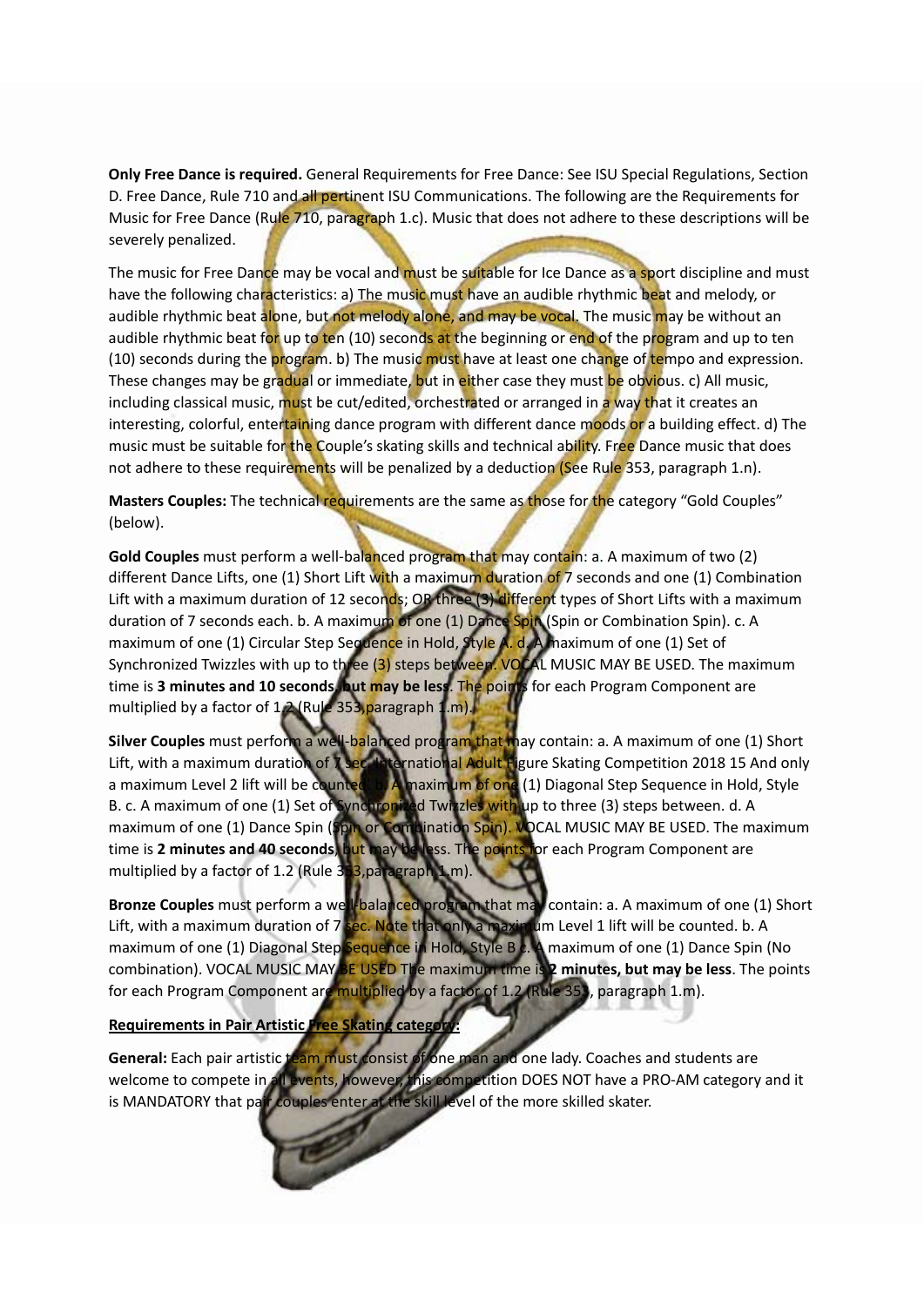**Only Free Dance is required.** General Requirements for Free Dance: See ISU Special Regulations, Section D. Free Dance, Rule 710 and all pertinent ISU Communications. The following are the Requirements for Music for Free Dance (Rule 710, paragraph 1.c). Music that does not adhere to these descriptions will be severely penalized.

The music for Free Dance may be vocal and must be suitable for Ice Dance as a sport discipline and must have the following characteristics: a) The music must have an audible rhythmic beat and melody, or audible rhythmic beat alone, but not melody alone, and may be vocal. The music may be without an audible rhythmic beat for up to ten (10) seconds at the beginning or end of the program and up to ten (10) seconds during the program. b) The music must have at least one change of tempo and expression. These changes may be gradual or immediate, but in either case they must be obvious. c) All music, including classical music, must be cut/edited, orchestrated or arranged in a way that it creates an interesting, colorful, entertaining dance program with different dance moods or a building effect. d) The music must be suitable for the Couple's skating skills and technical ability. Free Dance music that does not adhere to these requirements will be penalized by a deduction (See Rule 353, paragraph 1.n).

**Masters Couples:** The technical requirements are the same as those for the category "Gold Couples" (below).

**Gold Couples** must perform a well-balanced program that may contain: a. A maximum of two (2) different Dance Lifts, one (1) Short Lift with a maximum duration of 7 seconds and one (1) Combination Lift with a maximum duration of 12 seconds; OR three (3) different types of Short Lifts with a maximum duration of 7 seconds each. b. A maximum of one (1) Dance Spin (Spin or Combination Spin). c. A maximum of one (1) Circular Step Sequence in Hold, Style A. d. A maximum of one (1) Set of Synchronized Twizzles with up to three (3) steps between. VOCAL MUSIC MAY BE USED. The maximum time is **3 minutes and 10 seconds, but may be less**. The points for each Program Component are multiplied by a factor of 1.2 (Rule 353,paragraph 1.m).

**Silver Couples** must perform a well-balanced program that may contain: a. A maximum of one (1) Short Lift, with a maximum duration of 7 sec. International Adult Figure Skating Competition 2018 15 And only a maximum Level 2 lift will be counted. b. A maximum of one (1) Diagonal Step Sequence in Hold, Style B. c. A maximum of one (1) Set of Synchronized Twizzles with up to three (3) steps between. d. A maximum of one (1) Dance Spin (Spin or Combination Spin). VOCAL MUSIC MAY BE USED. The maximum time is **2 minutes and 40 seconds**, but may be less. The points for each Program Component are multiplied by a factor of 1.2 (Rule 353,paragraph 1.m).

**Bronze Couples** must perform a well-balanced program that may contain: a. A maximum of one (1) Short Lift, with a maximum duration of 7 sec. Note that only a maximum Level 1 lift will be counted. b. A maximum of one (1) Diagonal Step Sequence in Hold, Style B c. A maximum of one (1) Dance Spin (No combination). VOCAL MUSIC MAY BE USED The maximum time is **2 minutes, but may be less**. The points for each Program Component are multiplied by a factor of 1.2 (Rule 353, paragraph 1.m).

**Requirements in Pair Artistic Free Skating category:**

**General:** Each pair artistic team must consist of one man and one lady. Coaches and students are welcome to compete in all events, however, this competition DOES NOT have a PRO-AM category and it is MANDATORY that pair couples enter at the skill level of the more skilled skater.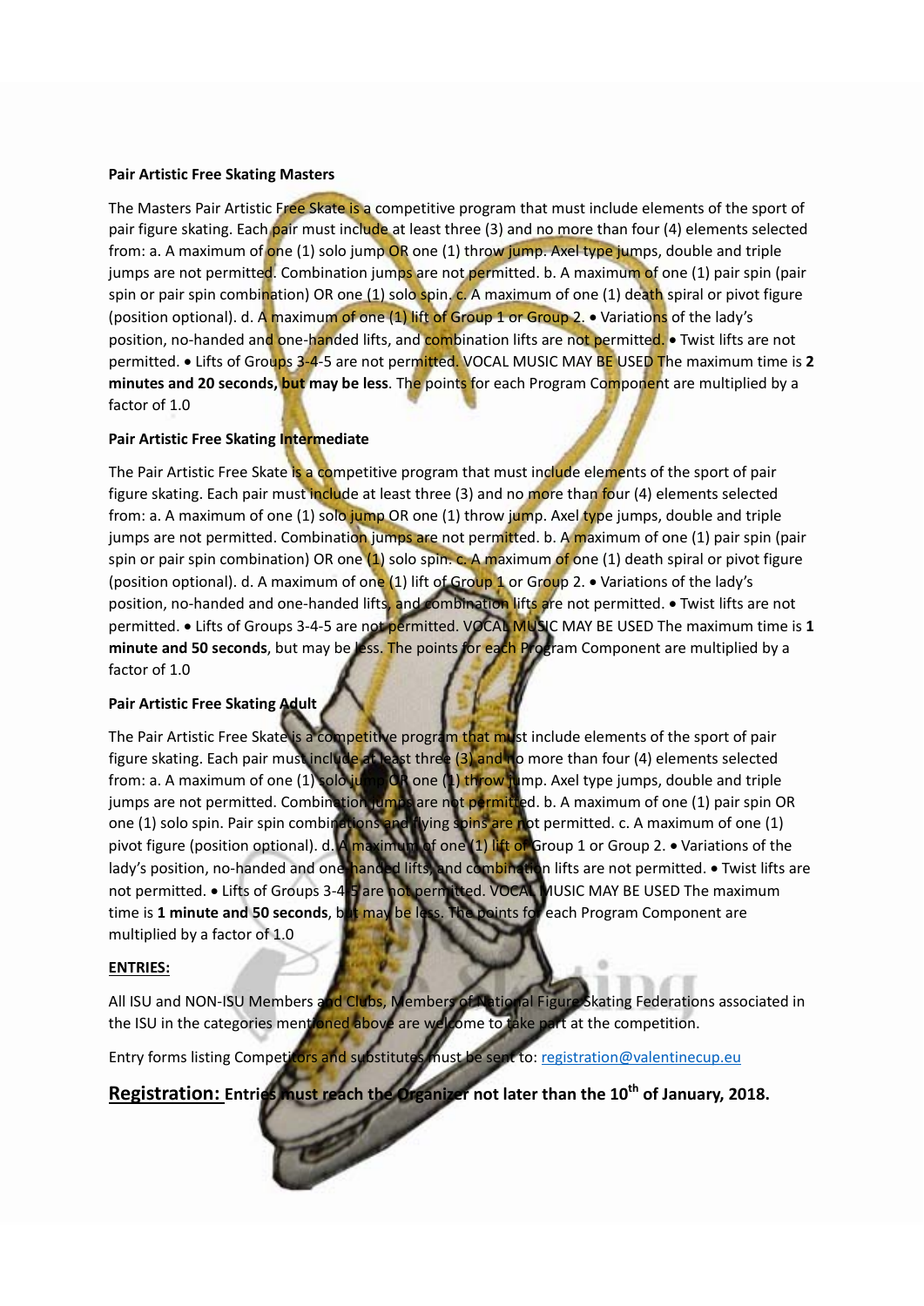**Pair Artistic Free Skating Masters**

The Masters Pair Artistic Free Skate is a competitive program that must include elements of the sport of pair figure skating. Each pair must include at least three (3) and no more than four (4) elements selected from: a. A maximum of one (1) solo jump OR one (1) throw jump. Axel type jumps, double and triple jumps are not permitted. Combination jumps are not permitted. b. A maximum of one (1) pair spin (pair spin or pair spin combination) OR one (1) solo spin. c. A maximum of one (1) death spiral or pivot figure (position optional). d. A maximum of one (1) lift of Group 1 or Group 2. • Variations of the lady's position, no-handed and one-handed lifts, and combination lifts are not permitted. • Twist lifts are not permitted. • Lifts of Groups 3-4-5 are not permitted. VOCAL MUSIC MAY BE USED The maximum time is **2 minutes and 20 seconds, but may be less**. The points for each Program Component are multiplied by a factor of 1.0

**Pair Artistic Free Skating Intermediate**

The Pair Artistic Free Skate is a competitive program that must include elements of the sport of pair figure skating. Each pair must include at least three (3) and no more than four (4) elements selected from: a. A maximum of one (1) solo jump OR one (1) throw jump. Axel type jumps, double and triple jumps are not permitted. Combination jumps are not permitted. b. A maximum of one (1) pair spin (pair spin or pair spin combination) OR one (1) solo spin. c. A maximum of one (1) death spiral or pivot figure (position optional). d. A maximum of one (1) lift of Group 1 or Group 2. • Variations of the lady's position, no-handed and one-handed lifts, and combination lifts are not permitted. • Twist lifts are not permitted. • Lifts of Groups 3-4-5 are not permitted. VOCAL MUSIC MAY BE USED The maximum time is **1 minute and 50 seconds**, but may be less. The points for each Program Component are multiplied by a factor of 1.0

**Pair Artistic Free Skating Adult**

The Pair Artistic Free Skate is a competitive program that must include elements of the sport of pair figure skating. Each pair must include at least three (3) and no more than four (4) elements selected from: a. A maximum of one (1) solo jump OR one (1) throw jump. Axel type jumps, double and triple jumps are not permitted. Combination jumps are not permitted. b. A maximum of one (1) pair spin OR one (1) solo spin. Pair spin combinations and flying spins are not permitted. c. A maximum of one (1) pivot figure (position optional). d. A maximum of one (1) lift of Group 1 or Group 2. • Variations of the lady's position, no-handed and one-handed lifts, and combination lifts are not permitted. • Twist lifts are not permitted. • Lifts of Groups 3-4-5 are not permitted. VOCAL MUSIC MAY BE USED The maximum time is **1 minute and 50 seconds**, but may be less. The points for each Program Component are multiplied by a factor of 1.0

**ENTRIES:**

All ISU and NON-ISU Members and Clubs, Members of National Figure Skating Federations associated in the ISU in the categories mentioned above are welcome to take part at the competition.

Entry forms listing Competitors and substitutes must be sent to: registration@valentinecup.eu

**Registration: Entries must reach the Organizer not later than the 10th of January, 2018.**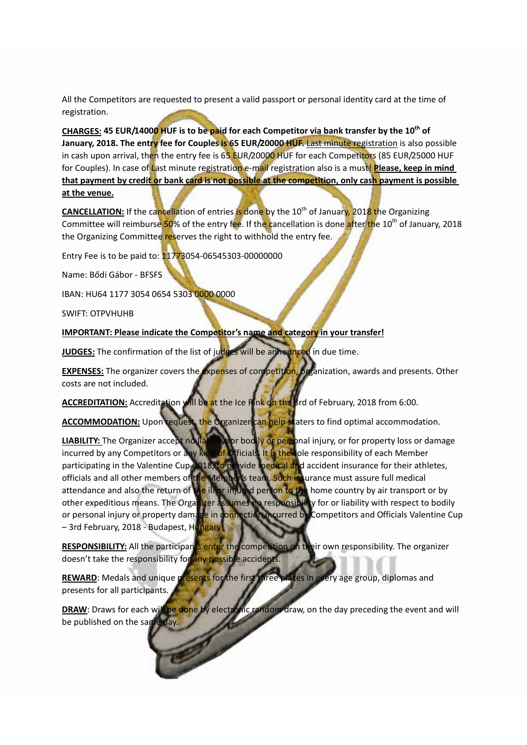All the Competitors are requested to present a valid passport or personal identity card at the time of registration.

**<u>CHARGES:</u> 45 EUR/14000 HUF is to be paid for each Competitor via bank transfer by the 10th of January, 2018. The entry fee for Couples is 65 EUR/20000 HUF.** <u>Last minute registration</u> is also possible in cash upon arrival, then the entry fee is 65 EUR/20000 HUF for each Competitors (85 EUR/25000 HUF for Couples). In case of Last minute registration e-mail registration also is a must! **<u>Please, keep in mind that payment by credit or bank card is not possible at the competition, only cash payment is possible at the venue.</u>**

**<u>CANCELLATION:</u>** If the cancellation of entries is done by the 10th of January, 2018 the Organizing Committee will reimburse 50% of the entry fee. If the cancellation is done after the 10th of January, 2018 the Organizing Committee reserves the right to withhold the entry fee.

Entry Fee is to be paid to: 11773054-06545303-00000000

Name: Bődi Gábor - BFSFS

IBAN: HU64 1177 3054 0654 5303 0000 0000

SWIFT: OTPVHUHB

**<u>IMPORTANT: Please indicate the Competitor's name and category in your transfer!</u>**

**<u>JUDGES:</u>** The confirmation of the list of judges will be announced in due time.

**<u>EXPENSES:</u>** The organizer covers the expenses of competition, organization, awards and presents. Other costs are not included.

**<u>ACCREDITATION:</u>** Accreditation will be at the Ice Rink on the 3rd of February, 2018 from 6:00.

**<u>ACCOMMODATION:</u>** Upon request, the Organizer can help skaters to find optimal accommodation.

**<u>LIABILITY:</u>** The Organizer accept no liability for bodily or personal injury, or for property loss or damage incurred by any Competitors or any kind of Officials. It is the sole responsibility of each Member participating in the Valentine Cup-2018, to provide medical and accident insurance for their athletes, officials and all other members of the Member's team. Such insurance must assure full medical attendance and also the return of the ill or injured person to the home country by air transport or by other expeditious means. The Organizer assumes no responsibility for or liability with respect to bodily or personal injury or property damage in connection incurred by Competitors and Officials Valentine Cup – 3rd February, 2018 - Budapest, Hungary

**<u>RESPONSIBILITY:</u>** All the participants enter the competition on their own responsibility. The organizer doesn't take the responsibility for any possible accidents.

**<u>REWARD</u>**: Medals and unique presents for the first three places in every age group, diplomas and presents for all participants.

**<u>DRAW</u>**: Draws for each will be done by electronic random draw, on the day preceding the event and will be published on the same day.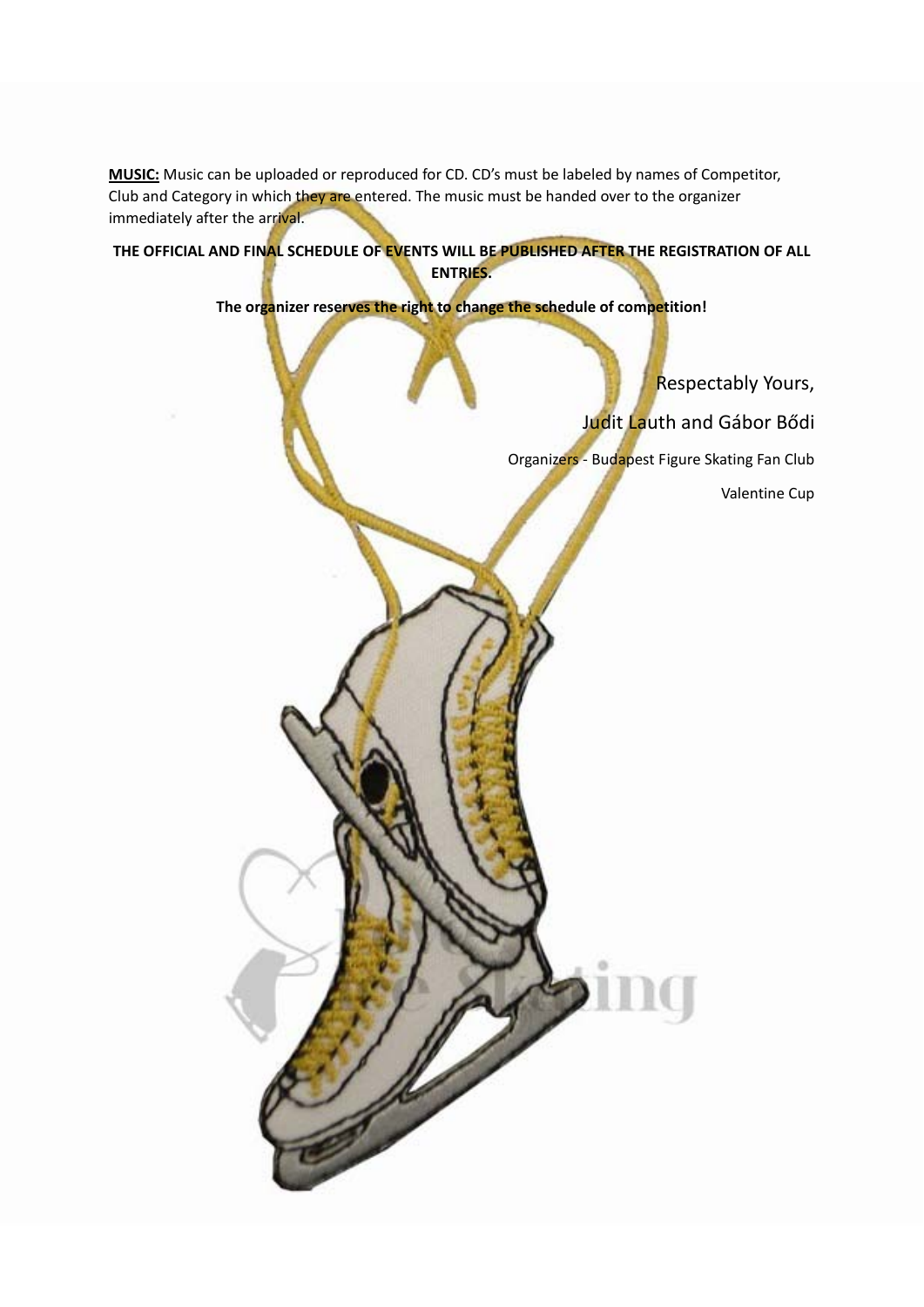**MUSIC:** Music can be uploaded or reproduced for CD. CD's must be labeled by names of Competitor, Club and Category in which they are entered. The music must be handed over to the organizer immediately after the arrival.

**THE OFFICIAL AND FINAL SCHEDULE OF EVENTS WILL BE PUBLISHED AFTER THE REGISTRATION OF ALL ENTRIES.**

**The organizer reserves the right to change the schedule of competition!**

Respectably Yours,

Judit Lauth and Gábor Bődi

Organizers - Budapest Figure Skating Fan Club

Valentine Cup